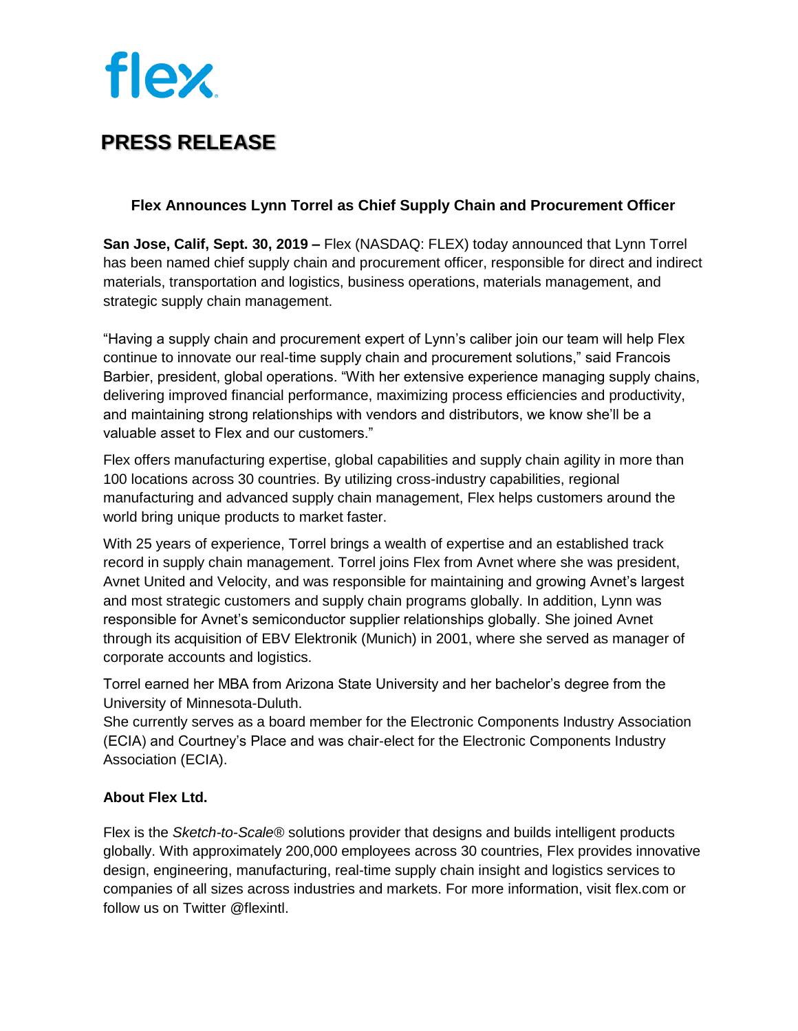flex

# PRESS RELEASE

## Flex Announces Lynn Torrel as Chief Supply Chain and Procurement Officer

**San Jose, Calif, Sept. 30, 2019 –** Flex (NASDAQ: FLEX) today announced that Lynn Torrel has been named chief supply chain and procurement officer, responsible for direct and indirect materials, transportation and logistics, business operations, materials management, and strategic supply chain management.

"Having a supply chain and procurement expert of Lynn's caliber join our team will help Flex continue to innovate our real-time supply chain and procurement solutions," said Francois Barbier, president, global operations. "With her extensive experience managing supply chains, delivering improved financial performance, maximizing process efficiencies and productivity, and maintaining strong relationships with vendors and distributors, we know she'll be a valuable asset to Flex and our customers."

Flex offers manufacturing expertise, global capabilities and supply chain agility in more than 100 locations across 30 countries. By utilizing cross-industry capabilities, regional manufacturing and advanced supply chain management, Flex helps customers around the world bring unique products to market faster.

With 25 years of experience, Torrel brings a wealth of expertise and an established track record in supply chain management. Torrel joins Flex from Avnet where she was president, Avnet United and Velocity, and was responsible for maintaining and growing Avnet's largest and most strategic customers and supply chain programs globally. In addition, Lynn was responsible for Avnet's semiconductor supplier relationships globally. She joined Avnet through its acquisition of EBV Elektronik (Munich) in 2001, where she served as manager of corporate accounts and logistics.

Torrel earned her MBA from Arizona State University and her bachelor's degree from the University of Minnesota-Duluth.
She currently serves as a board member for the Electronic Components Industry Association (ECIA) and Courtney's Place and was chair-elect for the Electronic Components Industry Association (ECIA).

### About Flex Ltd.

Flex is the *Sketch-to-Scale*® solutions provider that designs and builds intelligent products globally. With approximately 200,000 employees across 30 countries, Flex provides innovative design, engineering, manufacturing, real-time supply chain insight and logistics services to companies of all sizes across industries and markets. For more information, visit flex.com or follow us on Twitter @flexintl.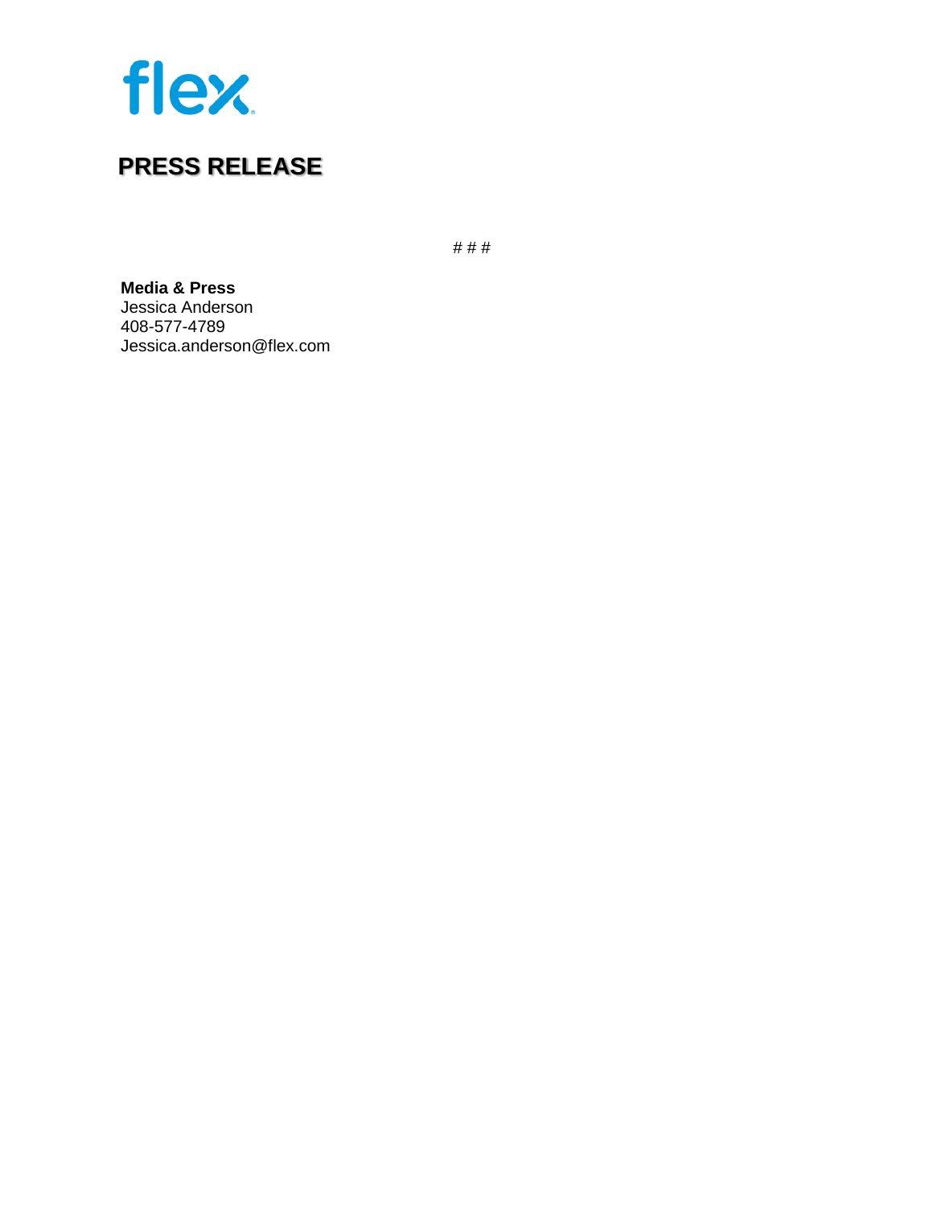flex

**PRESS RELEASE**

# # #

**Media & Press**
Jessica Anderson
408-577-4789
Jessica.anderson@flex.com